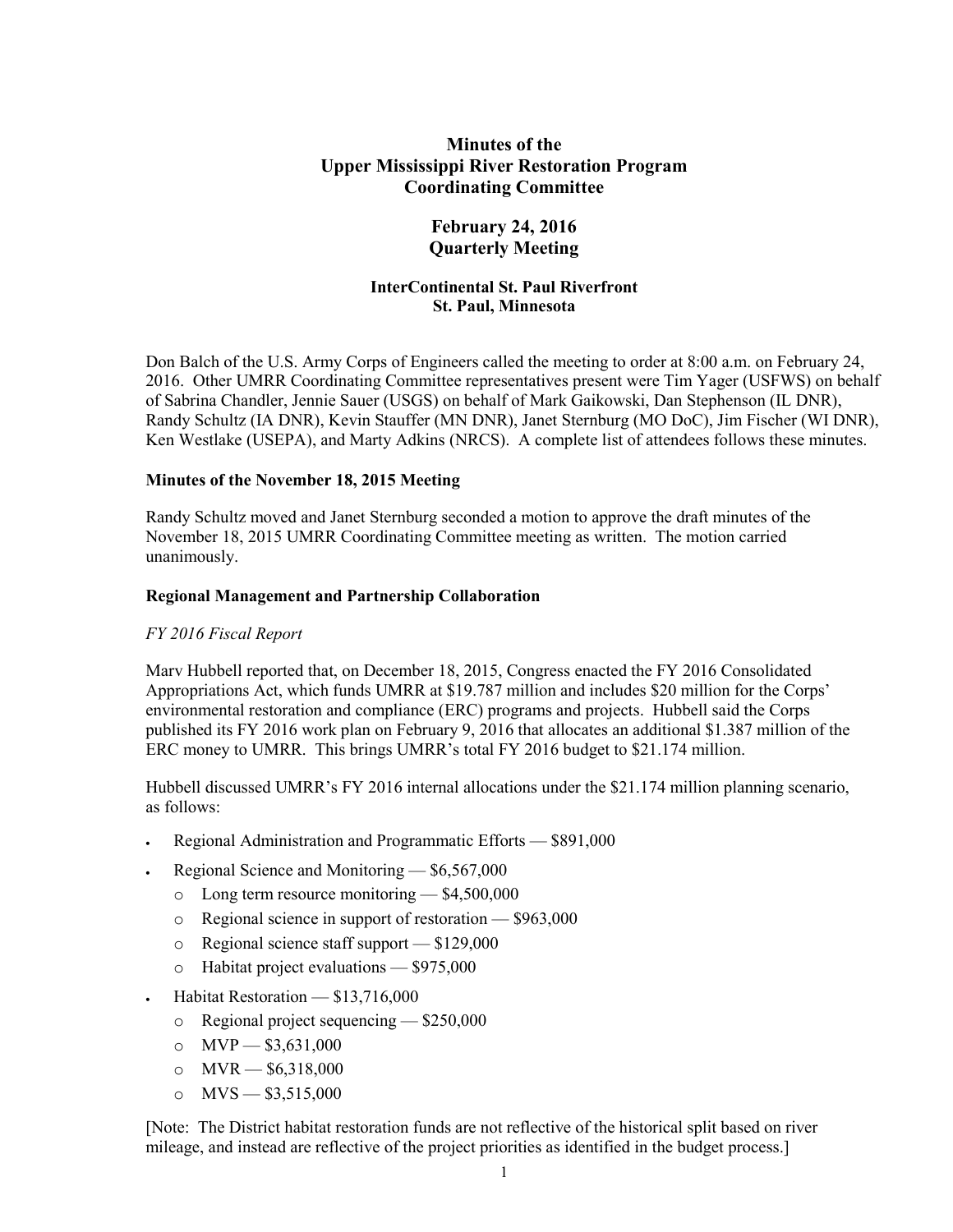# Minutes of the Upper Mississippi River Restoration Program Coordinating Committee

## February 24, 2016 Quarterly Meeting

### InterContinental St. Paul Riverfront St. Paul, Minnesota

Don Balch of the U.S. Army Corps of Engineers called the meeting to order at 8:00 a.m. on February 24, 2016. Other UMRR Coordinating Committee representatives present were Tim Yager (USFWS) on behalf of Sabrina Chandler, Jennie Sauer (USGS) on behalf of Mark Gaikowski, Dan Stephenson (IL DNR), Randy Schultz (IA DNR), Kevin Stauffer (MN DNR), Janet Sternburg (MO DoC), Jim Fischer (WI DNR), Ken Westlake (USEPA), and Marty Adkins (NRCS). A complete list of attendees follows these minutes.

**Minutes of the November 18, 2015 Meeting**

Randy Schultz moved and Janet Sternburg seconded a motion to approve the draft minutes of the November 18, 2015 UMRR Coordinating Committee meeting as written. The motion carried unanimously.

**Regional Management and Partnership Collaboration**

*FY 2016 Fiscal Report*

Marv Hubbell reported that, on December 18, 2015, Congress enacted the FY 2016 Consolidated Appropriations Act, which funds UMRR at $19.787 million and includes $20 million for the Corps' environmental restoration and compliance (ERC) programs and projects. Hubbell said the Corps published its FY 2016 work plan on February 9, 2016 that allocates an additional $1.387 million of the ERC money to UMRR. This brings UMRR's total FY 2016 budget to $21.174 million.

Hubbell discussed UMRR's FY 2016 internal allocations under the $21.174 million planning scenario, as follows:

- Regional Administration and Programmatic Efforts — $891,000
- Regional Science and Monitoring — $6,567,000
  - Long term resource monitoring — $4,500,000
  - Regional science in support of restoration — $963,000
  - Regional science staff support — $129,000
  - Habitat project evaluations — $975,000
- Habitat Restoration — $13,716,000
  - Regional project sequencing — $250,000
  - MVP — $3,631,000
  - MVR — $6,318,000
  - MVS — $3,515,000

[Note: The District habitat restoration funds are not reflective of the historical split based on river mileage, and instead are reflective of the project priorities as identified in the budget process.]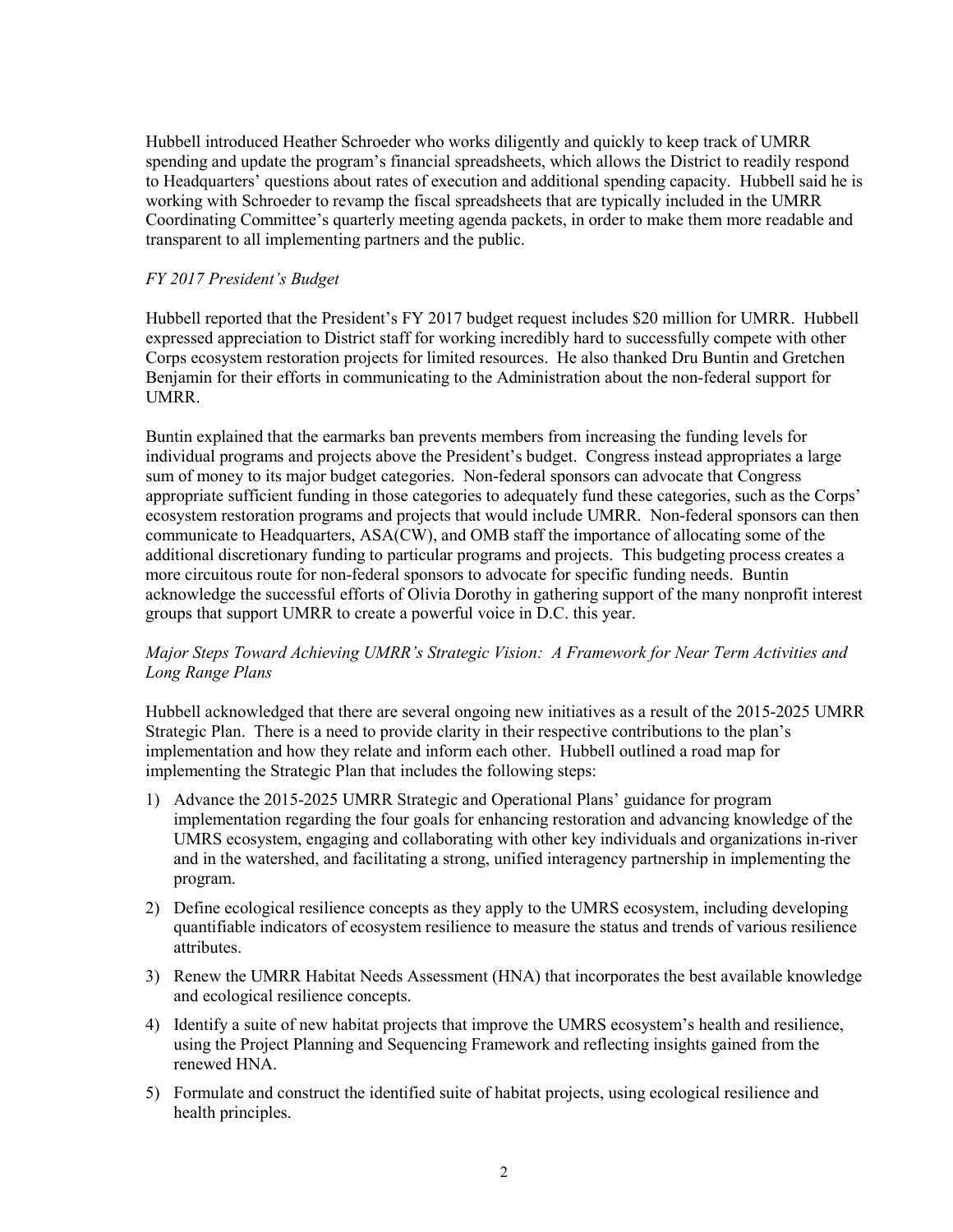Hubbell introduced Heather Schroeder who works diligently and quickly to keep track of UMRR spending and update the program's financial spreadsheets, which allows the District to readily respond to Headquarters' questions about rates of execution and additional spending capacity. Hubbell said he is working with Schroeder to revamp the fiscal spreadsheets that are typically included in the UMRR Coordinating Committee's quarterly meeting agenda packets, in order to make them more readable and transparent to all implementing partners and the public.

*FY 2017 President's Budget*

Hubbell reported that the President's FY 2017 budget request includes $20 million for UMRR. Hubbell expressed appreciation to District staff for working incredibly hard to successfully compete with other Corps ecosystem restoration projects for limited resources. He also thanked Dru Buntin and Gretchen Benjamin for their efforts in communicating to the Administration about the non-federal support for UMRR.

Buntin explained that the earmarks ban prevents members from increasing the funding levels for individual programs and projects above the President's budget. Congress instead appropriates a large sum of money to its major budget categories. Non-federal sponsors can advocate that Congress appropriate sufficient funding in those categories to adequately fund these categories, such as the Corps' ecosystem restoration programs and projects that would include UMRR. Non-federal sponsors can then communicate to Headquarters, ASA(CW), and OMB staff the importance of allocating some of the additional discretionary funding to particular programs and projects. This budgeting process creates a more circuitous route for non-federal sponsors to advocate for specific funding needs. Buntin acknowledge the successful efforts of Olivia Dorothy in gathering support of the many nonprofit interest groups that support UMRR to create a powerful voice in D.C. this year.

*Major Steps Toward Achieving UMRR's Strategic Vision: A Framework for Near Term Activities and Long Range Plans*

Hubbell acknowledged that there are several ongoing new initiatives as a result of the 2015-2025 UMRR Strategic Plan. There is a need to provide clarity in their respective contributions to the plan's implementation and how they relate and inform each other. Hubbell outlined a road map for implementing the Strategic Plan that includes the following steps:

1) Advance the 2015-2025 UMRR Strategic and Operational Plans' guidance for program implementation regarding the four goals for enhancing restoration and advancing knowledge of the UMRS ecosystem, engaging and collaborating with other key individuals and organizations in-river and in the watershed, and facilitating a strong, unified interagency partnership in implementing the program.
2) Define ecological resilience concepts as they apply to the UMRS ecosystem, including developing quantifiable indicators of ecosystem resilience to measure the status and trends of various resilience attributes.
3) Renew the UMRR Habitat Needs Assessment (HNA) that incorporates the best available knowledge and ecological resilience concepts.
4) Identify a suite of new habitat projects that improve the UMRS ecosystem's health and resilience, using the Project Planning and Sequencing Framework and reflecting insights gained from the renewed HNA.
5) Formulate and construct the identified suite of habitat projects, using ecological resilience and health principles.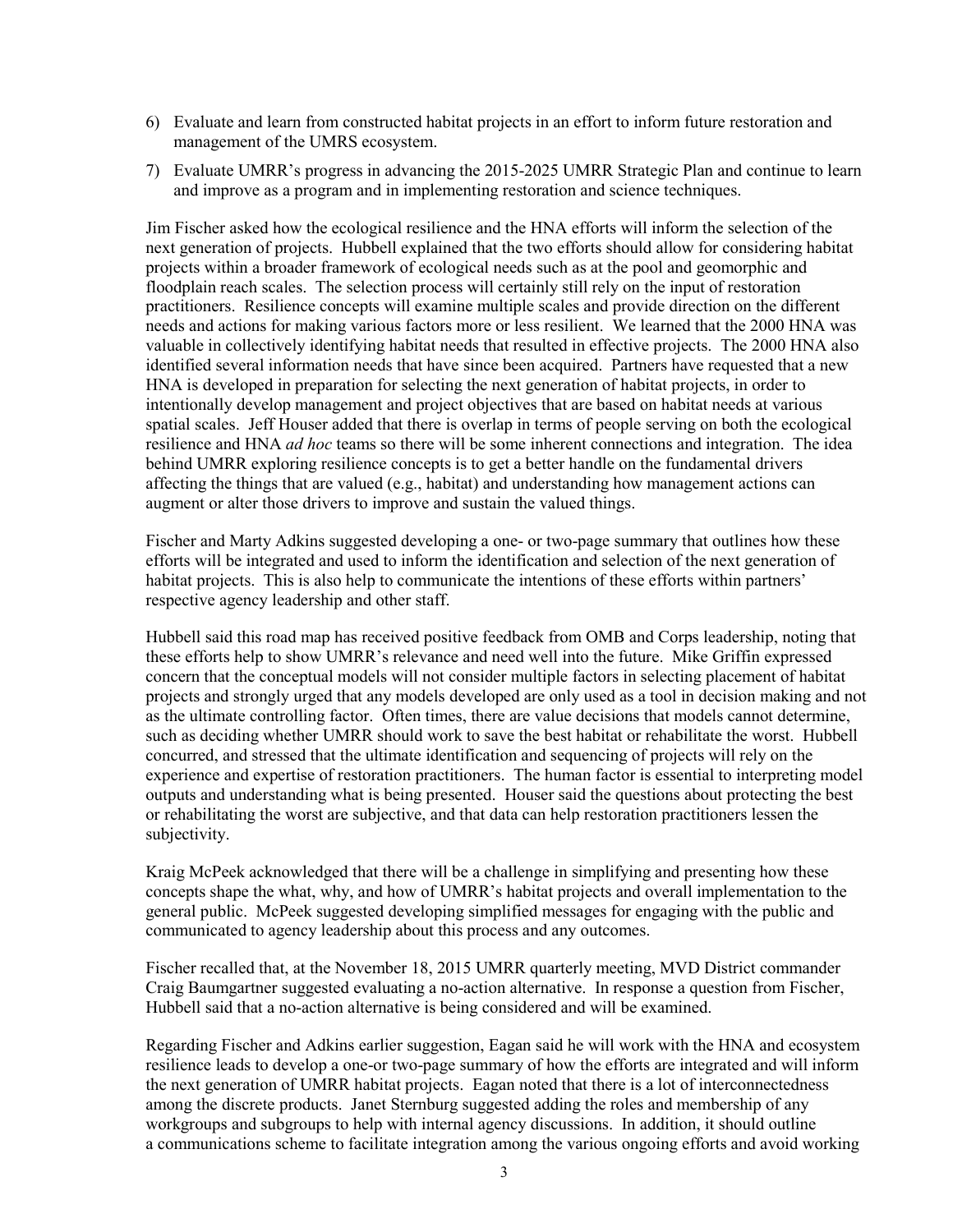6) Evaluate and learn from constructed habitat projects in an effort to inform future restoration and management of the UMRS ecosystem.
7) Evaluate UMRR's progress in advancing the 2015-2025 UMRR Strategic Plan and continue to learn and improve as a program and in implementing restoration and science techniques.

Jim Fischer asked how the ecological resilience and the HNA efforts will inform the selection of the next generation of projects. Hubbell explained that the two efforts should allow for considering habitat projects within a broader framework of ecological needs such as at the pool and geomorphic and floodplain reach scales. The selection process will certainly still rely on the input of restoration practitioners. Resilience concepts will examine multiple scales and provide direction on the different needs and actions for making various factors more or less resilient. We learned that the 2000 HNA was valuable in collectively identifying habitat needs that resulted in effective projects. The 2000 HNA also identified several information needs that have since been acquired. Partners have requested that a new HNA is developed in preparation for selecting the next generation of habitat projects, in order to intentionally develop management and project objectives that are based on habitat needs at various spatial scales. Jeff Houser added that there is overlap in terms of people serving on both the ecological resilience and HNA *ad hoc* teams so there will be some inherent connections and integration. The idea behind UMRR exploring resilience concepts is to get a better handle on the fundamental drivers affecting the things that are valued (e.g., habitat) and understanding how management actions can augment or alter those drivers to improve and sustain the valued things.

Fischer and Marty Adkins suggested developing a one- or two-page summary that outlines how these efforts will be integrated and used to inform the identification and selection of the next generation of habitat projects. This is also help to communicate the intentions of these efforts within partners' respective agency leadership and other staff.

Hubbell said this road map has received positive feedback from OMB and Corps leadership, noting that these efforts help to show UMRR's relevance and need well into the future. Mike Griffin expressed concern that the conceptual models will not consider multiple factors in selecting placement of habitat projects and strongly urged that any models developed are only used as a tool in decision making and not as the ultimate controlling factor. Often times, there are value decisions that models cannot determine, such as deciding whether UMRR should work to save the best habitat or rehabilitate the worst. Hubbell concurred, and stressed that the ultimate identification and sequencing of projects will rely on the experience and expertise of restoration practitioners. The human factor is essential to interpreting model outputs and understanding what is being presented. Houser said the questions about protecting the best or rehabilitating the worst are subjective, and that data can help restoration practitioners lessen the subjectivity.

Kraig McPeek acknowledged that there will be a challenge in simplifying and presenting how these concepts shape the what, why, and how of UMRR's habitat projects and overall implementation to the general public. McPeek suggested developing simplified messages for engaging with the public and communicated to agency leadership about this process and any outcomes.

Fischer recalled that, at the November 18, 2015 UMRR quarterly meeting, MVD District commander Craig Baumgartner suggested evaluating a no-action alternative. In response a question from Fischer, Hubbell said that a no-action alternative is being considered and will be examined.

Regarding Fischer and Adkins earlier suggestion, Eagan said he will work with the HNA and ecosystem resilience leads to develop a one-or two-page summary of how the efforts are integrated and will inform the next generation of UMRR habitat projects. Eagan noted that there is a lot of interconnectedness among the discrete products. Janet Sternburg suggested adding the roles and membership of any workgroups and subgroups to help with internal agency discussions. In addition, it should outline a communications scheme to facilitate integration among the various ongoing efforts and avoid working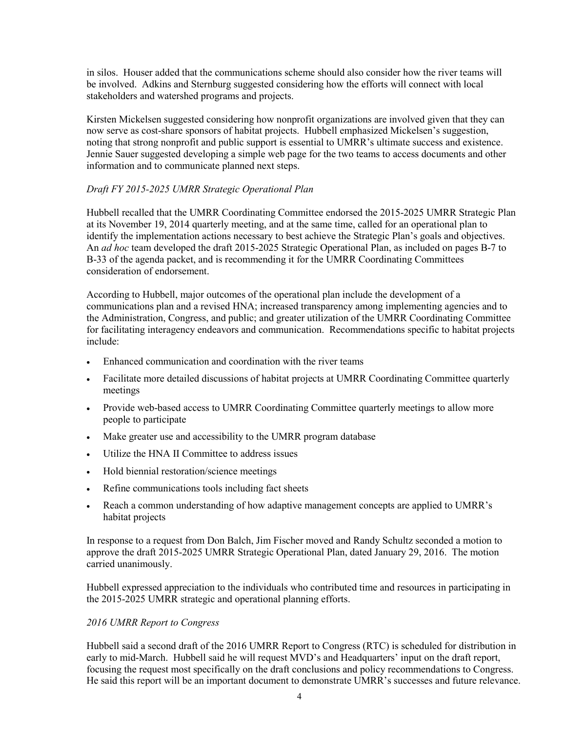in silos. Houser added that the communications scheme should also consider how the river teams will be involved. Adkins and Sternburg suggested considering how the efforts will connect with local stakeholders and watershed programs and projects.

Kirsten Mickelsen suggested considering how nonprofit organizations are involved given that they can now serve as cost-share sponsors of habitat projects. Hubbell emphasized Mickelsen's suggestion, noting that strong nonprofit and public support is essential to UMRR's ultimate success and existence. Jennie Sauer suggested developing a simple web page for the two teams to access documents and other information and to communicate planned next steps.

*Draft FY 2015-2025 UMRR Strategic Operational Plan*

Hubbell recalled that the UMRR Coordinating Committee endorsed the 2015-2025 UMRR Strategic Plan at its November 19, 2014 quarterly meeting, and at the same time, called for an operational plan to identify the implementation actions necessary to best achieve the Strategic Plan's goals and objectives. An *ad hoc* team developed the draft 2015-2025 Strategic Operational Plan, as included on pages B-7 to B-33 of the agenda packet, and is recommending it for the UMRR Coordinating Committees consideration of endorsement.

According to Hubbell, major outcomes of the operational plan include the development of a communications plan and a revised HNA; increased transparency among implementing agencies and to the Administration, Congress, and public; and greater utilization of the UMRR Coordinating Committee for facilitating interagency endeavors and communication. Recommendations specific to habitat projects include:

- Enhanced communication and coordination with the river teams
- Facilitate more detailed discussions of habitat projects at UMRR Coordinating Committee quarterly meetings
- Provide web-based access to UMRR Coordinating Committee quarterly meetings to allow more people to participate
- Make greater use and accessibility to the UMRR program database
- Utilize the HNA II Committee to address issues
- Hold biennial restoration/science meetings
- Refine communications tools including fact sheets
- Reach a common understanding of how adaptive management concepts are applied to UMRR's habitat projects

In response to a request from Don Balch, Jim Fischer moved and Randy Schultz seconded a motion to approve the draft 2015-2025 UMRR Strategic Operational Plan, dated January 29, 2016. The motion carried unanimously.

Hubbell expressed appreciation to the individuals who contributed time and resources in participating in the 2015-2025 UMRR strategic and operational planning efforts.

*2016 UMRR Report to Congress*

Hubbell said a second draft of the 2016 UMRR Report to Congress (RTC) is scheduled for distribution in early to mid-March. Hubbell said he will request MVD's and Headquarters' input on the draft report, focusing the request most specifically on the draft conclusions and policy recommendations to Congress. He said this report will be an important document to demonstrate UMRR's successes and future relevance.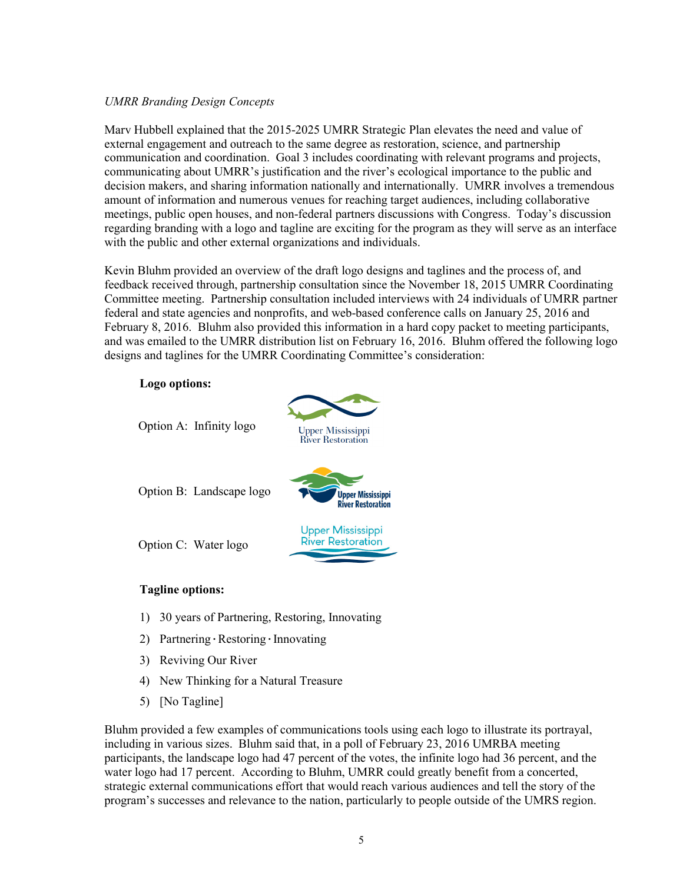*UMRR Branding Design Concepts*

Marv Hubbell explained that the 2015-2025 UMRR Strategic Plan elevates the need and value of external engagement and outreach to the same degree as restoration, science, and partnership communication and coordination. Goal 3 includes coordinating with relevant programs and projects, communicating about UMRR's justification and the river's ecological importance to the public and decision makers, and sharing information nationally and internationally. UMRR involves a tremendous amount of information and numerous venues for reaching target audiences, including collaborative meetings, public open houses, and non-federal partners discussions with Congress. Today's discussion regarding branding with a logo and tagline are exciting for the program as they will serve as an interface with the public and other external organizations and individuals.

Kevin Bluhm provided an overview of the draft logo designs and taglines and the process of, and feedback received through, partnership consultation since the November 18, 2015 UMRR Coordinating Committee meeting. Partnership consultation included interviews with 24 individuals of UMRR partner federal and state agencies and nonprofits, and web-based conference calls on January 25, 2016 and February 8, 2016. Bluhm also provided this information in a hard copy packet to meeting participants, and was emailed to the UMRR distribution list on February 16, 2016. Bluhm offered the following logo designs and taglines for the UMRR Coordinating Committee's consideration:

**Logo options:**

Option A: Infinity logo — Upper Mississippi River Restoration

Option B: Landscape logo — Upper Mississippi River Restoration

Option C: Water logo — Upper Mississippi River Restoration

**Tagline options:**

1) 30 years of Partnering, Restoring, Innovating
2) Partnering · Restoring · Innovating
3) Reviving Our River
4) New Thinking for a Natural Treasure
5) [No Tagline]

Bluhm provided a few examples of communications tools using each logo to illustrate its portrayal, including in various sizes. Bluhm said that, in a poll of February 23, 2016 UMRBA meeting participants, the landscape logo had 47 percent of the votes, the infinite logo had 36 percent, and the water logo had 17 percent. According to Bluhm, UMRR could greatly benefit from a concerted, strategic external communications effort that would reach various audiences and tell the story of the program's successes and relevance to the nation, particularly to people outside of the UMRS region.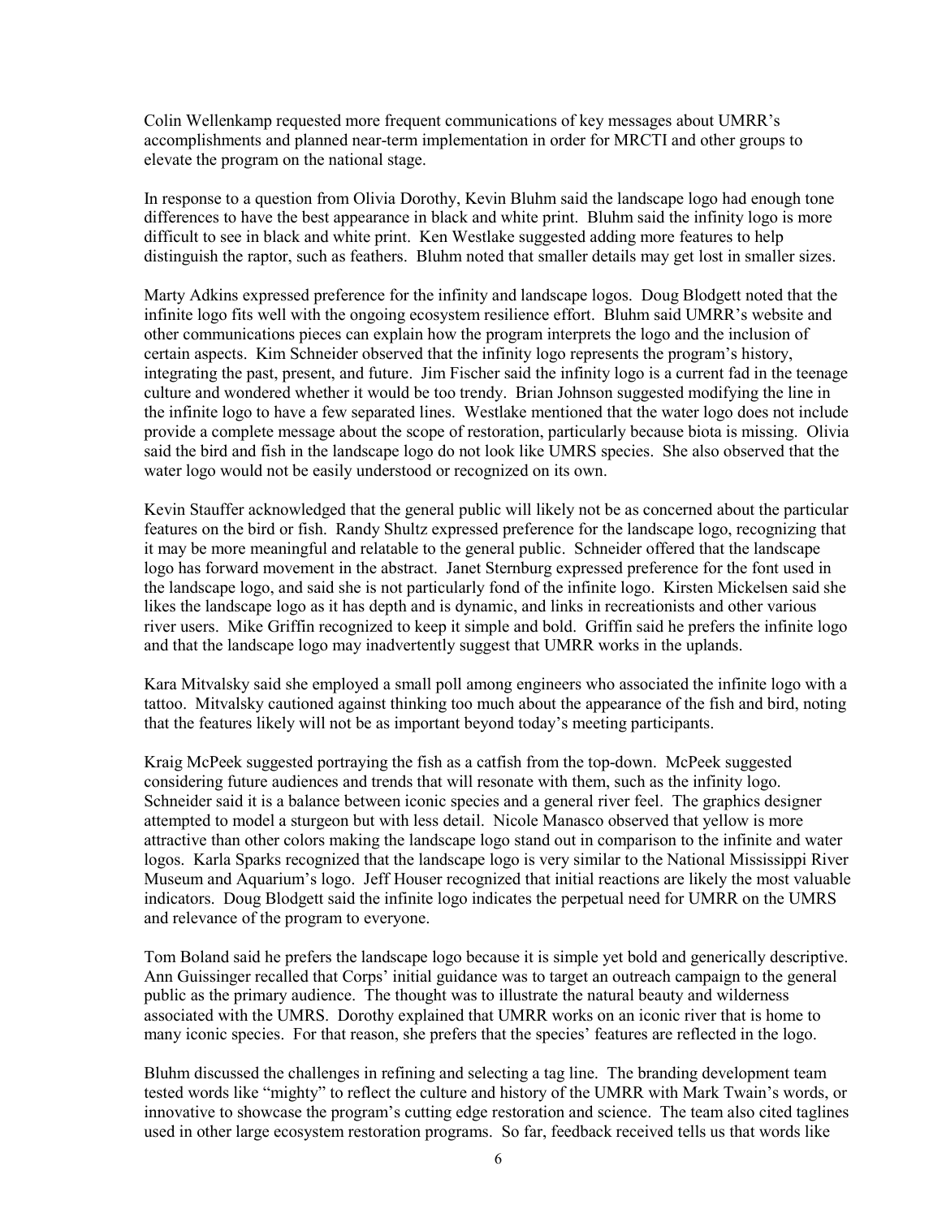Colin Wellenkamp requested more frequent communications of key messages about UMRR's accomplishments and planned near-term implementation in order for MRCTI and other groups to elevate the program on the national stage.

In response to a question from Olivia Dorothy, Kevin Bluhm said the landscape logo had enough tone differences to have the best appearance in black and white print. Bluhm said the infinity logo is more difficult to see in black and white print. Ken Westlake suggested adding more features to help distinguish the raptor, such as feathers. Bluhm noted that smaller details may get lost in smaller sizes.

Marty Adkins expressed preference for the infinity and landscape logos. Doug Blodgett noted that the infinite logo fits well with the ongoing ecosystem resilience effort. Bluhm said UMRR's website and other communications pieces can explain how the program interprets the logo and the inclusion of certain aspects. Kim Schneider observed that the infinity logo represents the program's history, integrating the past, present, and future. Jim Fischer said the infinity logo is a current fad in the teenage culture and wondered whether it would be too trendy. Brian Johnson suggested modifying the line in the infinite logo to have a few separated lines. Westlake mentioned that the water logo does not include provide a complete message about the scope of restoration, particularly because biota is missing. Olivia said the bird and fish in the landscape logo do not look like UMRS species. She also observed that the water logo would not be easily understood or recognized on its own.

Kevin Stauffer acknowledged that the general public will likely not be as concerned about the particular features on the bird or fish. Randy Shultz expressed preference for the landscape logo, recognizing that it may be more meaningful and relatable to the general public. Schneider offered that the landscape logo has forward movement in the abstract. Janet Sternburg expressed preference for the font used in the landscape logo, and said she is not particularly fond of the infinite logo. Kirsten Mickelsen said she likes the landscape logo as it has depth and is dynamic, and links in recreationists and other various river users. Mike Griffin recognized to keep it simple and bold. Griffin said he prefers the infinite logo and that the landscape logo may inadvertently suggest that UMRR works in the uplands.

Kara Mitvalsky said she employed a small poll among engineers who associated the infinite logo with a tattoo. Mitvalsky cautioned against thinking too much about the appearance of the fish and bird, noting that the features likely will not be as important beyond today's meeting participants.

Kraig McPeek suggested portraying the fish as a catfish from the top-down. McPeek suggested considering future audiences and trends that will resonate with them, such as the infinity logo. Schneider said it is a balance between iconic species and a general river feel. The graphics designer attempted to model a sturgeon but with less detail. Nicole Manasco observed that yellow is more attractive than other colors making the landscape logo stand out in comparison to the infinite and water logos. Karla Sparks recognized that the landscape logo is very similar to the National Mississippi River Museum and Aquarium's logo. Jeff Houser recognized that initial reactions are likely the most valuable indicators. Doug Blodgett said the infinite logo indicates the perpetual need for UMRR on the UMRS and relevance of the program to everyone.

Tom Boland said he prefers the landscape logo because it is simple yet bold and generically descriptive. Ann Guissinger recalled that Corps' initial guidance was to target an outreach campaign to the general public as the primary audience. The thought was to illustrate the natural beauty and wilderness associated with the UMRS. Dorothy explained that UMRR works on an iconic river that is home to many iconic species. For that reason, she prefers that the species' features are reflected in the logo.

Bluhm discussed the challenges in refining and selecting a tag line. The branding development team tested words like "mighty" to reflect the culture and history of the UMRR with Mark Twain's words, or innovative to showcase the program's cutting edge restoration and science. The team also cited taglines used in other large ecosystem restoration programs. So far, feedback received tells us that words like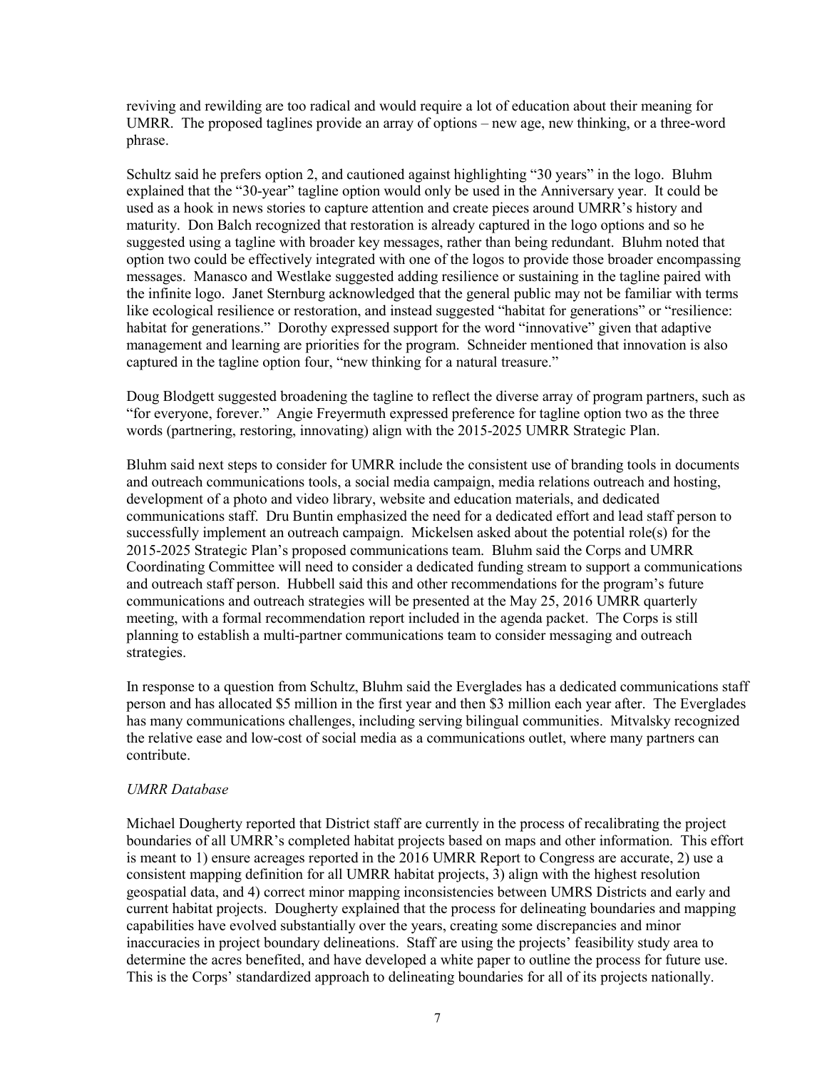reviving and rewilding are too radical and would require a lot of education about their meaning for UMRR. The proposed taglines provide an array of options – new age, new thinking, or a three-word phrase.

Schultz said he prefers option 2, and cautioned against highlighting "30 years" in the logo. Bluhm explained that the "30-year" tagline option would only be used in the Anniversary year. It could be used as a hook in news stories to capture attention and create pieces around UMRR's history and maturity. Don Balch recognized that restoration is already captured in the logo options and so he suggested using a tagline with broader key messages, rather than being redundant. Bluhm noted that option two could be effectively integrated with one of the logos to provide those broader encompassing messages. Manasco and Westlake suggested adding resilience or sustaining in the tagline paired with the infinite logo. Janet Sternburg acknowledged that the general public may not be familiar with terms like ecological resilience or restoration, and instead suggested "habitat for generations" or "resilience: habitat for generations." Dorothy expressed support for the word "innovative" given that adaptive management and learning are priorities for the program. Schneider mentioned that innovation is also captured in the tagline option four, "new thinking for a natural treasure."

Doug Blodgett suggested broadening the tagline to reflect the diverse array of program partners, such as "for everyone, forever." Angie Freyermuth expressed preference for tagline option two as the three words (partnering, restoring, innovating) align with the 2015-2025 UMRR Strategic Plan.

Bluhm said next steps to consider for UMRR include the consistent use of branding tools in documents and outreach communications tools, a social media campaign, media relations outreach and hosting, development of a photo and video library, website and education materials, and dedicated communications staff. Dru Buntin emphasized the need for a dedicated effort and lead staff person to successfully implement an outreach campaign. Mickelsen asked about the potential role(s) for the 2015-2025 Strategic Plan's proposed communications team. Bluhm said the Corps and UMRR Coordinating Committee will need to consider a dedicated funding stream to support a communications and outreach staff person. Hubbell said this and other recommendations for the program's future communications and outreach strategies will be presented at the May 25, 2016 UMRR quarterly meeting, with a formal recommendation report included in the agenda packet. The Corps is still planning to establish a multi-partner communications team to consider messaging and outreach strategies.

In response to a question from Schultz, Bluhm said the Everglades has a dedicated communications staff person and has allocated $5 million in the first year and then $3 million each year after. The Everglades has many communications challenges, including serving bilingual communities. Mitvalsky recognized the relative ease and low-cost of social media as a communications outlet, where many partners can contribute.

*UMRR Database*

Michael Dougherty reported that District staff are currently in the process of recalibrating the project boundaries of all UMRR's completed habitat projects based on maps and other information. This effort is meant to 1) ensure acreages reported in the 2016 UMRR Report to Congress are accurate, 2) use a consistent mapping definition for all UMRR habitat projects, 3) align with the highest resolution geospatial data, and 4) correct minor mapping inconsistencies between UMRS Districts and early and current habitat projects. Dougherty explained that the process for delineating boundaries and mapping capabilities have evolved substantially over the years, creating some discrepancies and minor inaccuracies in project boundary delineations. Staff are using the projects' feasibility study area to determine the acres benefited, and have developed a white paper to outline the process for future use. This is the Corps' standardized approach to delineating boundaries for all of its projects nationally.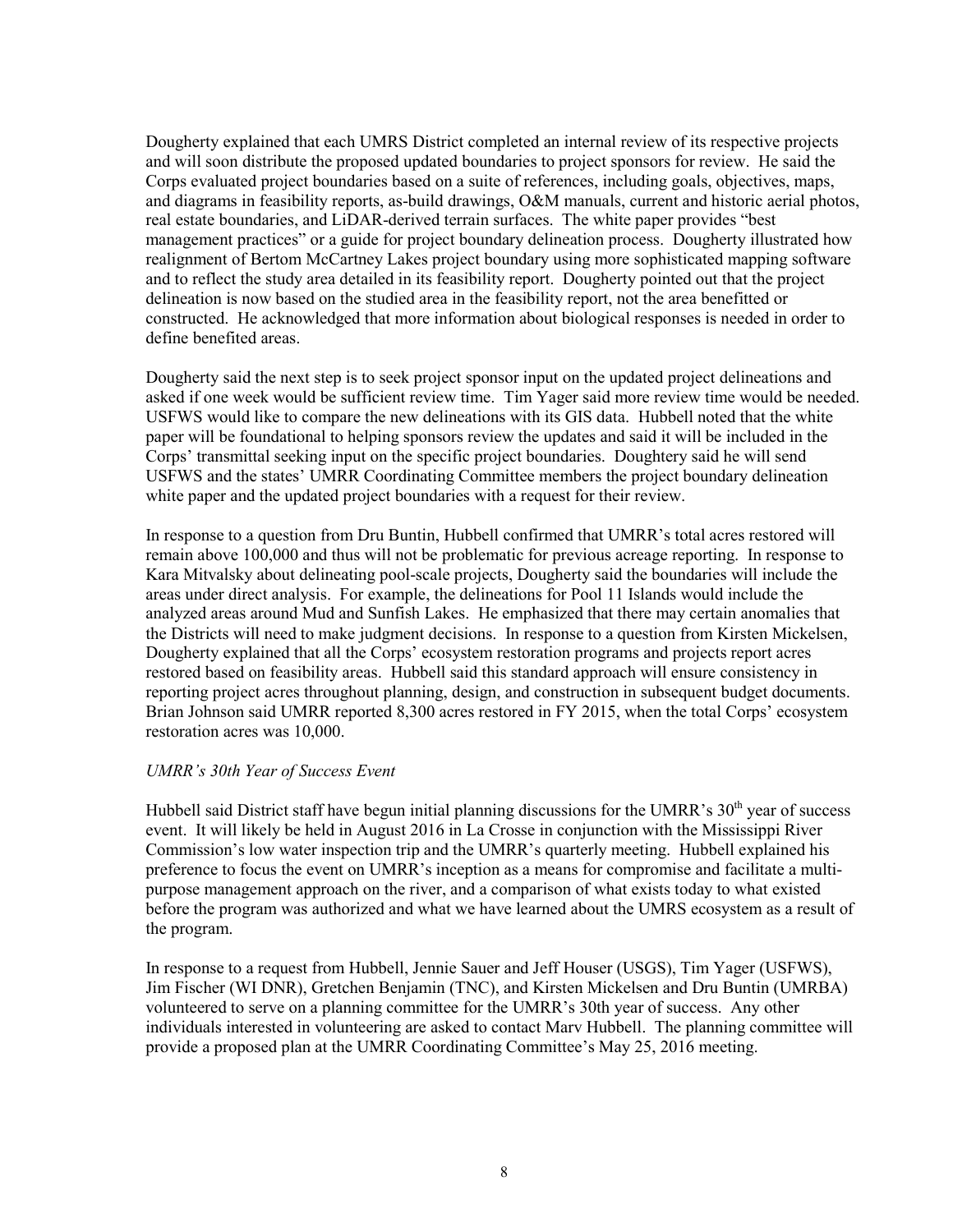Dougherty explained that each UMRS District completed an internal review of its respective projects and will soon distribute the proposed updated boundaries to project sponsors for review. He said the Corps evaluated project boundaries based on a suite of references, including goals, objectives, maps, and diagrams in feasibility reports, as-build drawings, O&M manuals, current and historic aerial photos, real estate boundaries, and LiDAR-derived terrain surfaces. The white paper provides "best management practices" or a guide for project boundary delineation process. Dougherty illustrated how realignment of Bertom McCartney Lakes project boundary using more sophisticated mapping software and to reflect the study area detailed in its feasibility report. Dougherty pointed out that the project delineation is now based on the studied area in the feasibility report, not the area benefitted or constructed. He acknowledged that more information about biological responses is needed in order to define benefited areas.

Dougherty said the next step is to seek project sponsor input on the updated project delineations and asked if one week would be sufficient review time. Tim Yager said more review time would be needed. USFWS would like to compare the new delineations with its GIS data. Hubbell noted that the white paper will be foundational to helping sponsors review the updates and said it will be included in the Corps' transmittal seeking input on the specific project boundaries. Doughtery said he will send USFWS and the states' UMRR Coordinating Committee members the project boundary delineation white paper and the updated project boundaries with a request for their review.

In response to a question from Dru Buntin, Hubbell confirmed that UMRR's total acres restored will remain above 100,000 and thus will not be problematic for previous acreage reporting. In response to Kara Mitvalsky about delineating pool-scale projects, Dougherty said the boundaries will include the areas under direct analysis. For example, the delineations for Pool 11 Islands would include the analyzed areas around Mud and Sunfish Lakes. He emphasized that there may certain anomalies that the Districts will need to make judgment decisions. In response to a question from Kirsten Mickelsen, Dougherty explained that all the Corps' ecosystem restoration programs and projects report acres restored based on feasibility areas. Hubbell said this standard approach will ensure consistency in reporting project acres throughout planning, design, and construction in subsequent budget documents. Brian Johnson said UMRR reported 8,300 acres restored in FY 2015, when the total Corps' ecosystem restoration acres was 10,000.

*UMRR's 30th Year of Success Event*

Hubbell said District staff have begun initial planning discussions for the UMRR's 30th year of success event. It will likely be held in August 2016 in La Crosse in conjunction with the Mississippi River Commission's low water inspection trip and the UMRR's quarterly meeting. Hubbell explained his preference to focus the event on UMRR's inception as a means for compromise and facilitate a multi-purpose management approach on the river, and a comparison of what exists today to what existed before the program was authorized and what we have learned about the UMRS ecosystem as a result of the program.

In response to a request from Hubbell, Jennie Sauer and Jeff Houser (USGS), Tim Yager (USFWS), Jim Fischer (WI DNR), Gretchen Benjamin (TNC), and Kirsten Mickelsen and Dru Buntin (UMRBA) volunteered to serve on a planning committee for the UMRR's 30th year of success. Any other individuals interested in volunteering are asked to contact Marv Hubbell. The planning committee will provide a proposed plan at the UMRR Coordinating Committee's May 25, 2016 meeting.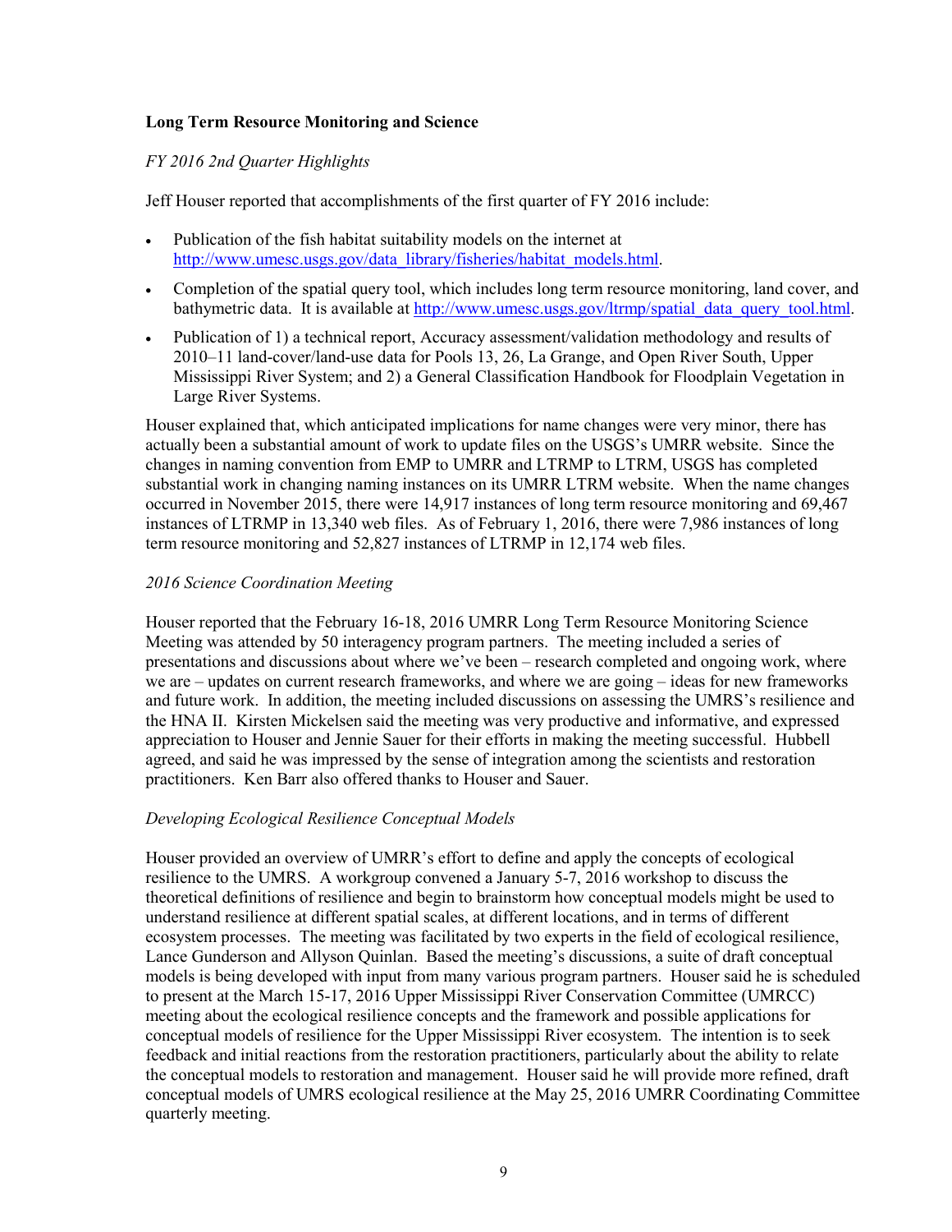**Long Term Resource Monitoring and Science**

*FY 2016 2nd Quarter Highlights*

Jeff Houser reported that accomplishments of the first quarter of FY 2016 include:

- Publication of the fish habitat suitability models on the internet at http://www.umesc.usgs.gov/data_library/fisheries/habitat_models.html.
- Completion of the spatial query tool, which includes long term resource monitoring, land cover, and bathymetric data. It is available at http://www.umesc.usgs.gov/ltrmp/spatial_data_query_tool.html.
- Publication of 1) a technical report, Accuracy assessment/validation methodology and results of 2010–11 land-cover/land-use data for Pools 13, 26, La Grange, and Open River South, Upper Mississippi River System; and 2) a General Classification Handbook for Floodplain Vegetation in Large River Systems.

Houser explained that, which anticipated implications for name changes were very minor, there has actually been a substantial amount of work to update files on the USGS's UMRR website. Since the changes in naming convention from EMP to UMRR and LTRMP to LTRM, USGS has completed substantial work in changing naming instances on its UMRR LTRM website. When the name changes occurred in November 2015, there were 14,917 instances of long term resource monitoring and 69,467 instances of LTRMP in 13,340 web files. As of February 1, 2016, there were 7,986 instances of long term resource monitoring and 52,827 instances of LTRMP in 12,174 web files.

*2016 Science Coordination Meeting*

Houser reported that the February 16-18, 2016 UMRR Long Term Resource Monitoring Science Meeting was attended by 50 interagency program partners. The meeting included a series of presentations and discussions about where we've been – research completed and ongoing work, where we are – updates on current research frameworks, and where we are going – ideas for new frameworks and future work. In addition, the meeting included discussions on assessing the UMRS's resilience and the HNA II. Kirsten Mickelsen said the meeting was very productive and informative, and expressed appreciation to Houser and Jennie Sauer for their efforts in making the meeting successful. Hubbell agreed, and said he was impressed by the sense of integration among the scientists and restoration practitioners. Ken Barr also offered thanks to Houser and Sauer.

*Developing Ecological Resilience Conceptual Models*

Houser provided an overview of UMRR's effort to define and apply the concepts of ecological resilience to the UMRS. A workgroup convened a January 5-7, 2016 workshop to discuss the theoretical definitions of resilience and begin to brainstorm how conceptual models might be used to understand resilience at different spatial scales, at different locations, and in terms of different ecosystem processes. The meeting was facilitated by two experts in the field of ecological resilience, Lance Gunderson and Allyson Quinlan. Based the meeting's discussions, a suite of draft conceptual models is being developed with input from many various program partners. Houser said he is scheduled to present at the March 15-17, 2016 Upper Mississippi River Conservation Committee (UMRCC) meeting about the ecological resilience concepts and the framework and possible applications for conceptual models of resilience for the Upper Mississippi River ecosystem. The intention is to seek feedback and initial reactions from the restoration practitioners, particularly about the ability to relate the conceptual models to restoration and management. Houser said he will provide more refined, draft conceptual models of UMRS ecological resilience at the May 25, 2016 UMRR Coordinating Committee quarterly meeting.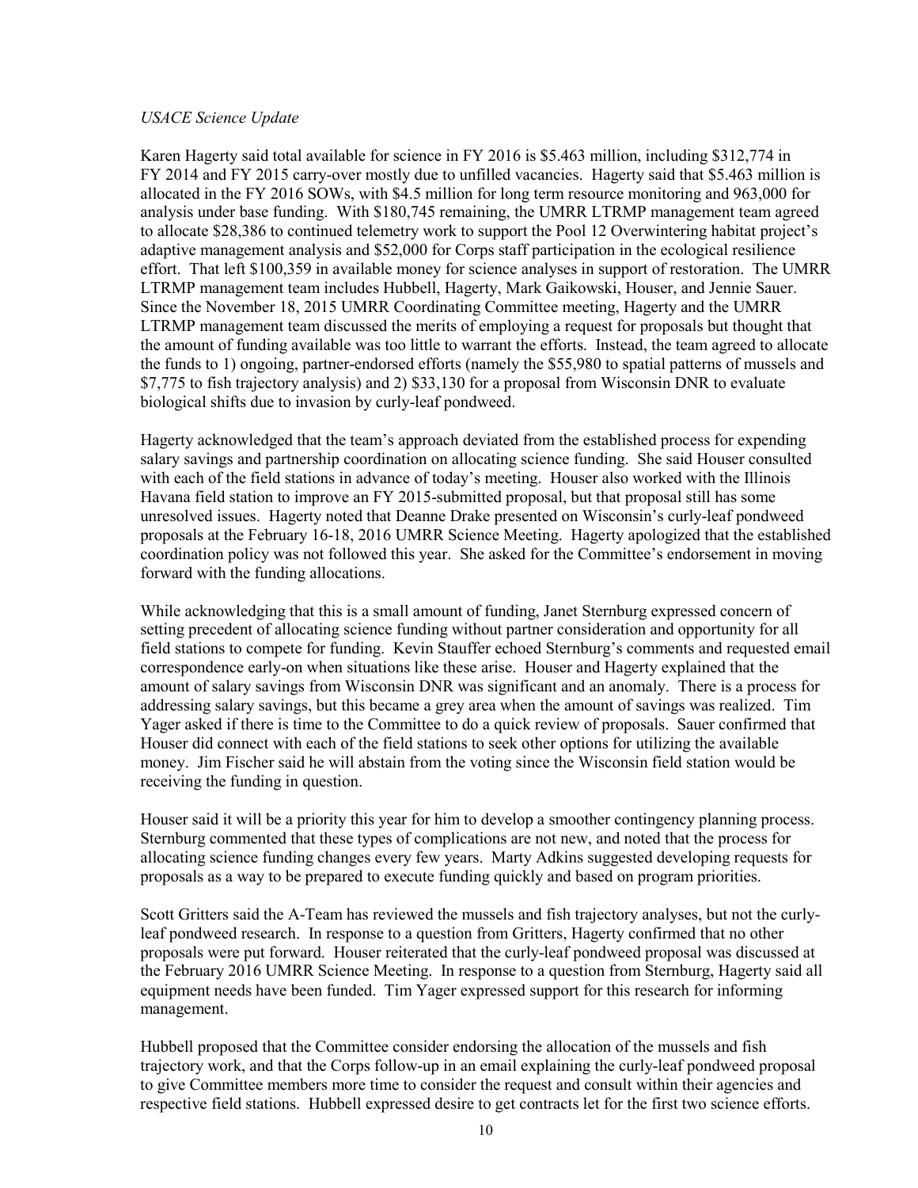*USACE Science Update*

Karen Hagerty said total available for science in FY 2016 is $5.463 million, including $312,774 in FY 2014 and FY 2015 carry-over mostly due to unfilled vacancies. Hagerty said that $5.463 million is allocated in the FY 2016 SOWs, with $4.5 million for long term resource monitoring and 963,000 for analysis under base funding. With $180,745 remaining, the UMRR LTRMP management team agreed to allocate $28,386 to continued telemetry work to support the Pool 12 Overwintering habitat project's adaptive management analysis and $52,000 for Corps staff participation in the ecological resilience effort. That left $100,359 in available money for science analyses in support of restoration. The UMRR LTRMP management team includes Hubbell, Hagerty, Mark Gaikowski, Houser, and Jennie Sauer. Since the November 18, 2015 UMRR Coordinating Committee meeting, Hagerty and the UMRR LTRMP management team discussed the merits of employing a request for proposals but thought that the amount of funding available was too little to warrant the efforts. Instead, the team agreed to allocate the funds to 1) ongoing, partner-endorsed efforts (namely the $55,980 to spatial patterns of mussels and $7,775 to fish trajectory analysis) and 2) $33,130 for a proposal from Wisconsin DNR to evaluate biological shifts due to invasion by curly-leaf pondweed.

Hagerty acknowledged that the team's approach deviated from the established process for expending salary savings and partnership coordination on allocating science funding. She said Houser consulted with each of the field stations in advance of today's meeting. Houser also worked with the Illinois Havana field station to improve an FY 2015-submitted proposal, but that proposal still has some unresolved issues. Hagerty noted that Deanne Drake presented on Wisconsin's curly-leaf pondweed proposals at the February 16-18, 2016 UMRR Science Meeting. Hagerty apologized that the established coordination policy was not followed this year. She asked for the Committee's endorsement in moving forward with the funding allocations.

While acknowledging that this is a small amount of funding, Janet Sternburg expressed concern of setting precedent of allocating science funding without partner consideration and opportunity for all field stations to compete for funding. Kevin Stauffer echoed Sternburg's comments and requested email correspondence early-on when situations like these arise. Houser and Hagerty explained that the amount of salary savings from Wisconsin DNR was significant and an anomaly. There is a process for addressing salary savings, but this became a grey area when the amount of savings was realized. Tim Yager asked if there is time to the Committee to do a quick review of proposals. Sauer confirmed that Houser did connect with each of the field stations to seek other options for utilizing the available money. Jim Fischer said he will abstain from the voting since the Wisconsin field station would be receiving the funding in question.

Houser said it will be a priority this year for him to develop a smoother contingency planning process. Sternburg commented that these types of complications are not new, and noted that the process for allocating science funding changes every few years. Marty Adkins suggested developing requests for proposals as a way to be prepared to execute funding quickly and based on program priorities.

Scott Gritters said the A-Team has reviewed the mussels and fish trajectory analyses, but not the curly-leaf pondweed research. In response to a question from Gritters, Hagerty confirmed that no other proposals were put forward. Houser reiterated that the curly-leaf pondweed proposal was discussed at the February 2016 UMRR Science Meeting. In response to a question from Sternburg, Hagerty said all equipment needs have been funded. Tim Yager expressed support for this research for informing management.

Hubbell proposed that the Committee consider endorsing the allocation of the mussels and fish trajectory work, and that the Corps follow-up in an email explaining the curly-leaf pondweed proposal to give Committee members more time to consider the request and consult within their agencies and respective field stations. Hubbell expressed desire to get contracts let for the first two science efforts.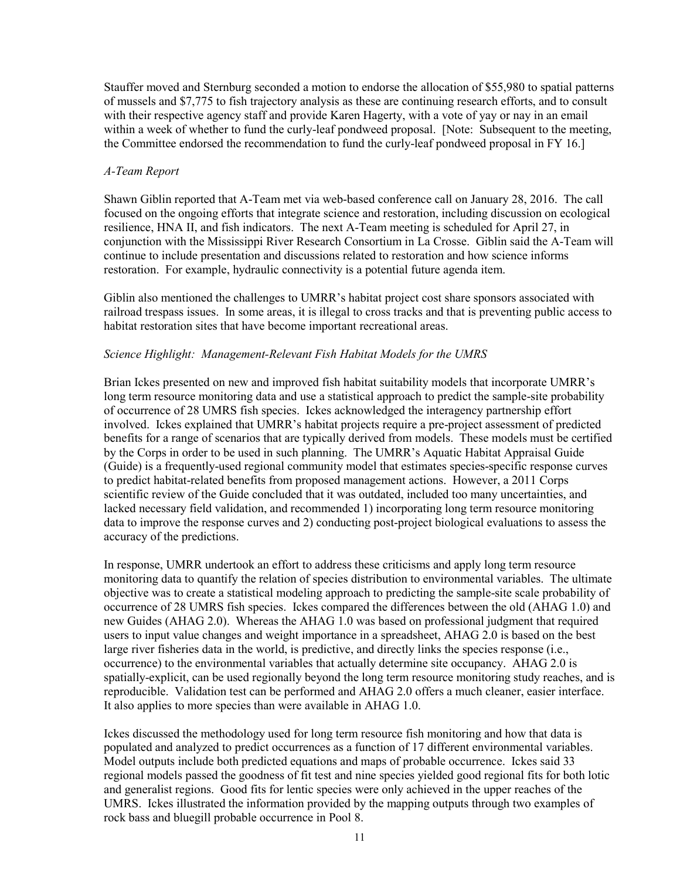Stauffer moved and Sternburg seconded a motion to endorse the allocation of $55,980 to spatial patterns of mussels and $7,775 to fish trajectory analysis as these are continuing research efforts, and to consult with their respective agency staff and provide Karen Hagerty, with a vote of yay or nay in an email within a week of whether to fund the curly-leaf pondweed proposal. [Note: Subsequent to the meeting, the Committee endorsed the recommendation to fund the curly-leaf pondweed proposal in FY 16.]

*A-Team Report*

Shawn Giblin reported that A-Team met via web-based conference call on January 28, 2016. The call focused on the ongoing efforts that integrate science and restoration, including discussion on ecological resilience, HNA II, and fish indicators. The next A-Team meeting is scheduled for April 27, in conjunction with the Mississippi River Research Consortium in La Crosse. Giblin said the A-Team will continue to include presentation and discussions related to restoration and how science informs restoration. For example, hydraulic connectivity is a potential future agenda item.

Giblin also mentioned the challenges to UMRR's habitat project cost share sponsors associated with railroad trespass issues. In some areas, it is illegal to cross tracks and that is preventing public access to habitat restoration sites that have become important recreational areas.

*Science Highlight: Management-Relevant Fish Habitat Models for the UMRS*

Brian Ickes presented on new and improved fish habitat suitability models that incorporate UMRR's long term resource monitoring data and use a statistical approach to predict the sample-site probability of occurrence of 28 UMRS fish species. Ickes acknowledged the interagency partnership effort involved. Ickes explained that UMRR's habitat projects require a pre-project assessment of predicted benefits for a range of scenarios that are typically derived from models. These models must be certified by the Corps in order to be used in such planning. The UMRR's Aquatic Habitat Appraisal Guide (Guide) is a frequently-used regional community model that estimates species-specific response curves to predict habitat-related benefits from proposed management actions. However, a 2011 Corps scientific review of the Guide concluded that it was outdated, included too many uncertainties, and lacked necessary field validation, and recommended 1) incorporating long term resource monitoring data to improve the response curves and 2) conducting post-project biological evaluations to assess the accuracy of the predictions.

In response, UMRR undertook an effort to address these criticisms and apply long term resource monitoring data to quantify the relation of species distribution to environmental variables. The ultimate objective was to create a statistical modeling approach to predicting the sample-site scale probability of occurrence of 28 UMRS fish species. Ickes compared the differences between the old (AHAG 1.0) and new Guides (AHAG 2.0). Whereas the AHAG 1.0 was based on professional judgment that required users to input value changes and weight importance in a spreadsheet, AHAG 2.0 is based on the best large river fisheries data in the world, is predictive, and directly links the species response (i.e., occurrence) to the environmental variables that actually determine site occupancy. AHAG 2.0 is spatially-explicit, can be used regionally beyond the long term resource monitoring study reaches, and is reproducible. Validation test can be performed and AHAG 2.0 offers a much cleaner, easier interface. It also applies to more species than were available in AHAG 1.0.

Ickes discussed the methodology used for long term resource fish monitoring and how that data is populated and analyzed to predict occurrences as a function of 17 different environmental variables. Model outputs include both predicted equations and maps of probable occurrence. Ickes said 33 regional models passed the goodness of fit test and nine species yielded good regional fits for both lotic and generalist regions. Good fits for lentic species were only achieved in the upper reaches of the UMRS. Ickes illustrated the information provided by the mapping outputs through two examples of rock bass and bluegill probable occurrence in Pool 8.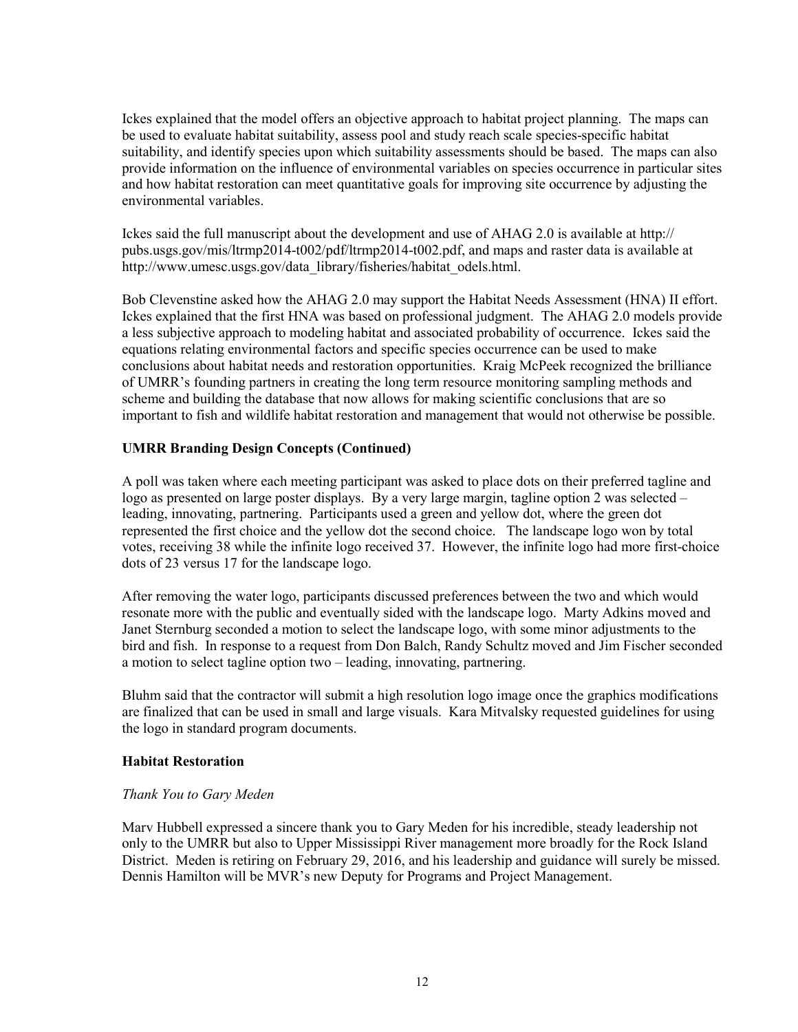Ickes explained that the model offers an objective approach to habitat project planning. The maps can be used to evaluate habitat suitability, assess pool and study reach scale species-specific habitat suitability, and identify species upon which suitability assessments should be based. The maps can also provide information on the influence of environmental variables on species occurrence in particular sites and how habitat restoration can meet quantitative goals for improving site occurrence by adjusting the environmental variables.

Ickes said the full manuscript about the development and use of AHAG 2.0 is available at http:// pubs.usgs.gov/mis/ltrmp2014-t002/pdf/ltrmp2014-t002.pdf, and maps and raster data is available at http://www.umesc.usgs.gov/data_library/fisheries/habitat_odels.html.

Bob Clevenstine asked how the AHAG 2.0 may support the Habitat Needs Assessment (HNA) II effort. Ickes explained that the first HNA was based on professional judgment. The AHAG 2.0 models provide a less subjective approach to modeling habitat and associated probability of occurrence. Ickes said the equations relating environmental factors and specific species occurrence can be used to make conclusions about habitat needs and restoration opportunities. Kraig McPeek recognized the brilliance of UMRR's founding partners in creating the long term resource monitoring sampling methods and scheme and building the database that now allows for making scientific conclusions that are so important to fish and wildlife habitat restoration and management that would not otherwise be possible.

**UMRR Branding Design Concepts (Continued)**

A poll was taken where each meeting participant was asked to place dots on their preferred tagline and logo as presented on large poster displays. By a very large margin, tagline option 2 was selected – leading, innovating, partnering. Participants used a green and yellow dot, where the green dot represented the first choice and the yellow dot the second choice. The landscape logo won by total votes, receiving 38 while the infinite logo received 37. However, the infinite logo had more first-choice dots of 23 versus 17 for the landscape logo.

After removing the water logo, participants discussed preferences between the two and which would resonate more with the public and eventually sided with the landscape logo. Marty Adkins moved and Janet Sternburg seconded a motion to select the landscape logo, with some minor adjustments to the bird and fish. In response to a request from Don Balch, Randy Schultz moved and Jim Fischer seconded a motion to select tagline option two – leading, innovating, partnering.

Bluhm said that the contractor will submit a high resolution logo image once the graphics modifications are finalized that can be used in small and large visuals. Kara Mitvalsky requested guidelines for using the logo in standard program documents.

**Habitat Restoration**

*Thank You to Gary Meden*

Marv Hubbell expressed a sincere thank you to Gary Meden for his incredible, steady leadership not only to the UMRR but also to Upper Mississippi River management more broadly for the Rock Island District. Meden is retiring on February 29, 2016, and his leadership and guidance will surely be missed. Dennis Hamilton will be MVR's new Deputy for Programs and Project Management.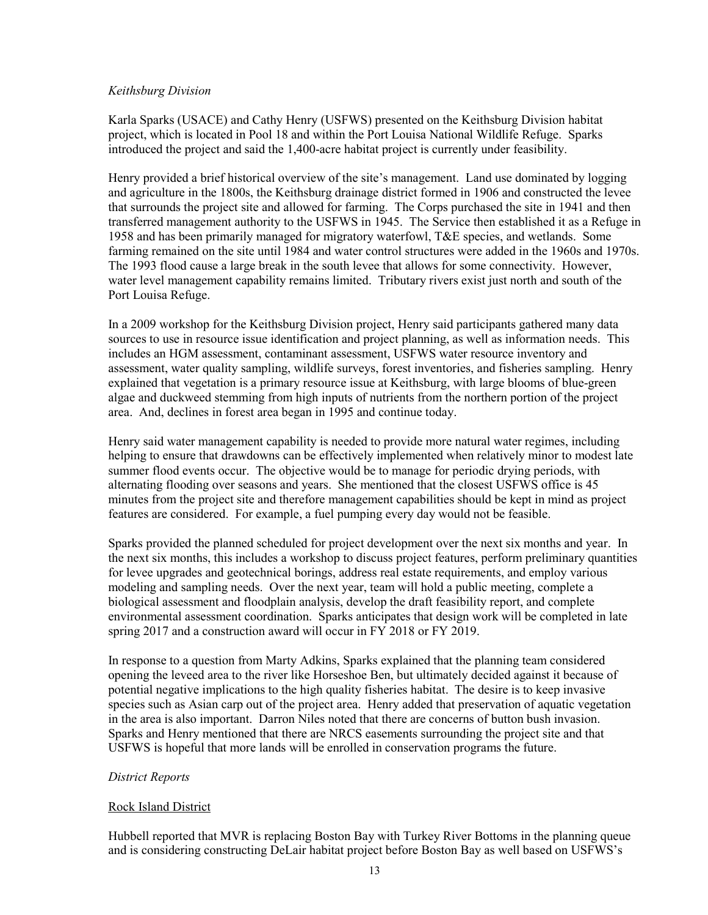*Keithsburg Division*

Karla Sparks (USACE) and Cathy Henry (USFWS) presented on the Keithsburg Division habitat project, which is located in Pool 18 and within the Port Louisa National Wildlife Refuge. Sparks introduced the project and said the 1,400-acre habitat project is currently under feasibility.

Henry provided a brief historical overview of the site's management. Land use dominated by logging and agriculture in the 1800s, the Keithsburg drainage district formed in 1906 and constructed the levee that surrounds the project site and allowed for farming. The Corps purchased the site in 1941 and then transferred management authority to the USFWS in 1945. The Service then established it as a Refuge in 1958 and has been primarily managed for migratory waterfowl, T&E species, and wetlands. Some farming remained on the site until 1984 and water control structures were added in the 1960s and 1970s. The 1993 flood cause a large break in the south levee that allows for some connectivity. However, water level management capability remains limited. Tributary rivers exist just north and south of the Port Louisa Refuge.

In a 2009 workshop for the Keithsburg Division project, Henry said participants gathered many data sources to use in resource issue identification and project planning, as well as information needs. This includes an HGM assessment, contaminant assessment, USFWS water resource inventory and assessment, water quality sampling, wildlife surveys, forest inventories, and fisheries sampling. Henry explained that vegetation is a primary resource issue at Keithsburg, with large blooms of blue-green algae and duckweed stemming from high inputs of nutrients from the northern portion of the project area. And, declines in forest area began in 1995 and continue today.

Henry said water management capability is needed to provide more natural water regimes, including helping to ensure that drawdowns can be effectively implemented when relatively minor to modest late summer flood events occur. The objective would be to manage for periodic drying periods, with alternating flooding over seasons and years. She mentioned that the closest USFWS office is 45 minutes from the project site and therefore management capabilities should be kept in mind as project features are considered. For example, a fuel pumping every day would not be feasible.

Sparks provided the planned scheduled for project development over the next six months and year. In the next six months, this includes a workshop to discuss project features, perform preliminary quantities for levee upgrades and geotechnical borings, address real estate requirements, and employ various modeling and sampling needs. Over the next year, team will hold a public meeting, complete a biological assessment and floodplain analysis, develop the draft feasibility report, and complete environmental assessment coordination. Sparks anticipates that design work will be completed in late spring 2017 and a construction award will occur in FY 2018 or FY 2019.

In response to a question from Marty Adkins, Sparks explained that the planning team considered opening the leveed area to the river like Horseshoe Ben, but ultimately decided against it because of potential negative implications to the high quality fisheries habitat. The desire is to keep invasive species such as Asian carp out of the project area. Henry added that preservation of aquatic vegetation in the area is also important. Darron Niles noted that there are concerns of button bush invasion. Sparks and Henry mentioned that there are NRCS easements surrounding the project site and that USFWS is hopeful that more lands will be enrolled in conservation programs the future.

*District Reports*

Rock Island District

Hubbell reported that MVR is replacing Boston Bay with Turkey River Bottoms in the planning queue and is considering constructing DeLair habitat project before Boston Bay as well based on USFWS's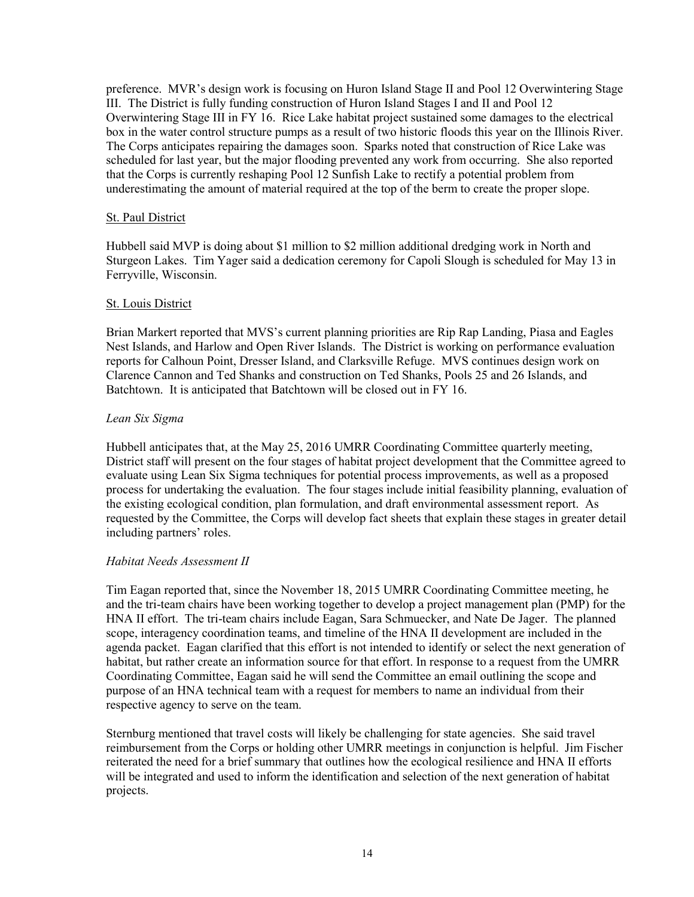preference. MVR's design work is focusing on Huron Island Stage II and Pool 12 Overwintering Stage III. The District is fully funding construction of Huron Island Stages I and II and Pool 12 Overwintering Stage III in FY 16. Rice Lake habitat project sustained some damages to the electrical box in the water control structure pumps as a result of two historic floods this year on the Illinois River. The Corps anticipates repairing the damages soon. Sparks noted that construction of Rice Lake was scheduled for last year, but the major flooding prevented any work from occurring. She also reported that the Corps is currently reshaping Pool 12 Sunfish Lake to rectify a potential problem from underestimating the amount of material required at the top of the berm to create the proper slope.

St. Paul District

Hubbell said MVP is doing about $1 million to $2 million additional dredging work in North and Sturgeon Lakes. Tim Yager said a dedication ceremony for Capoli Slough is scheduled for May 13 in Ferryville, Wisconsin.

St. Louis District

Brian Markert reported that MVS's current planning priorities are Rip Rap Landing, Piasa and Eagles Nest Islands, and Harlow and Open River Islands. The District is working on performance evaluation reports for Calhoun Point, Dresser Island, and Clarksville Refuge. MVS continues design work on Clarence Cannon and Ted Shanks and construction on Ted Shanks, Pools 25 and 26 Islands, and Batchtown. It is anticipated that Batchtown will be closed out in FY 16.

*Lean Six Sigma*

Hubbell anticipates that, at the May 25, 2016 UMRR Coordinating Committee quarterly meeting, District staff will present on the four stages of habitat project development that the Committee agreed to evaluate using Lean Six Sigma techniques for potential process improvements, as well as a proposed process for undertaking the evaluation. The four stages include initial feasibility planning, evaluation of the existing ecological condition, plan formulation, and draft environmental assessment report. As requested by the Committee, the Corps will develop fact sheets that explain these stages in greater detail including partners' roles.

*Habitat Needs Assessment II*

Tim Eagan reported that, since the November 18, 2015 UMRR Coordinating Committee meeting, he and the tri-team chairs have been working together to develop a project management plan (PMP) for the HNA II effort. The tri-team chairs include Eagan, Sara Schmuecker, and Nate De Jager. The planned scope, interagency coordination teams, and timeline of the HNA II development are included in the agenda packet. Eagan clarified that this effort is not intended to identify or select the next generation of habitat, but rather create an information source for that effort. In response to a request from the UMRR Coordinating Committee, Eagan said he will send the Committee an email outlining the scope and purpose of an HNA technical team with a request for members to name an individual from their respective agency to serve on the team.

Sternburg mentioned that travel costs will likely be challenging for state agencies. She said travel reimbursement from the Corps or holding other UMRR meetings in conjunction is helpful. Jim Fischer reiterated the need for a brief summary that outlines how the ecological resilience and HNA II efforts will be integrated and used to inform the identification and selection of the next generation of habitat projects.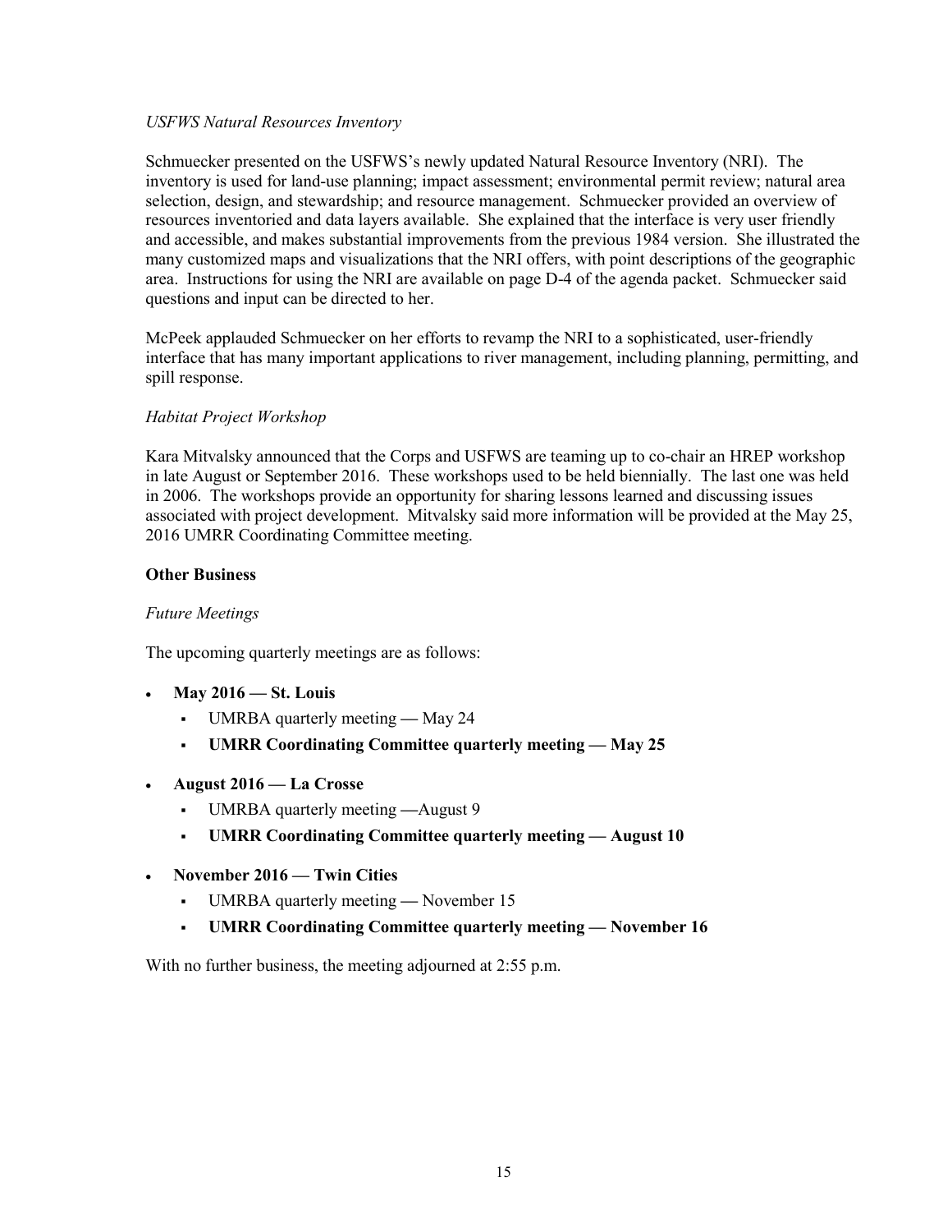*USFWS Natural Resources Inventory*

Schmuecker presented on the USFWS's newly updated Natural Resource Inventory (NRI). The inventory is used for land-use planning; impact assessment; environmental permit review; natural area selection, design, and stewardship; and resource management. Schmuecker provided an overview of resources inventoried and data layers available. She explained that the interface is very user friendly and accessible, and makes substantial improvements from the previous 1984 version. She illustrated the many customized maps and visualizations that the NRI offers, with point descriptions of the geographic area. Instructions for using the NRI are available on page D-4 of the agenda packet. Schmuecker said questions and input can be directed to her.

McPeek applauded Schmuecker on her efforts to revamp the NRI to a sophisticated, user-friendly interface that has many important applications to river management, including planning, permitting, and spill response.

*Habitat Project Workshop*

Kara Mitvalsky announced that the Corps and USFWS are teaming up to co-chair an HREP workshop in late August or September 2016. These workshops used to be held biennially. The last one was held in 2006. The workshops provide an opportunity for sharing lessons learned and discussing issues associated with project development. Mitvalsky said more information will be provided at the May 25, 2016 UMRR Coordinating Committee meeting.

**Other Business**

*Future Meetings*

The upcoming quarterly meetings are as follows:

- **May 2016 — St. Louis**
  - UMRBA quarterly meeting — May 24
  - **UMRR Coordinating Committee quarterly meeting — May 25**
- **August 2016 — La Crosse**
  - UMRBA quarterly meeting —August 9
  - **UMRR Coordinating Committee quarterly meeting — August 10**
- **November 2016 — Twin Cities**
  - UMRBA quarterly meeting — November 15
  - **UMRR Coordinating Committee quarterly meeting — November 16**

With no further business, the meeting adjourned at 2:55 p.m.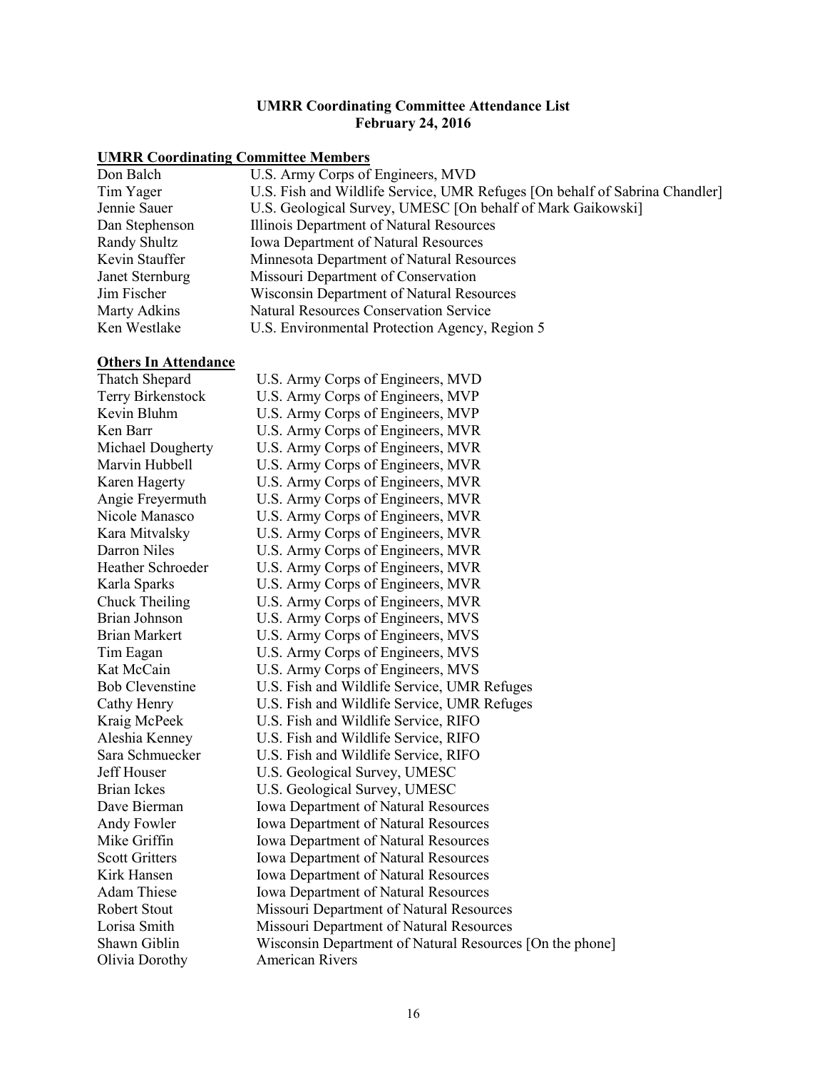**UMRR Coordinating Committee Attendance List**
**February 24, 2016**

**UMRR Coordinating Committee Members**

| | |
|---|---|
| Don Balch | U.S. Army Corps of Engineers, MVD |
| Tim Yager | U.S. Fish and Wildlife Service, UMR Refuges [On behalf of Sabrina Chandler] |
| Jennie Sauer | U.S. Geological Survey, UMESC [On behalf of Mark Gaikowski] |
| Dan Stephenson | Illinois Department of Natural Resources |
| Randy Shultz | Iowa Department of Natural Resources |
| Kevin Stauffer | Minnesota Department of Natural Resources |
| Janet Sternburg | Missouri Department of Conservation |
| Jim Fischer | Wisconsin Department of Natural Resources |
| Marty Adkins | Natural Resources Conservation Service |
| Ken Westlake | U.S. Environmental Protection Agency, Region 5 |

**Others In Attendance**

| | |
|---|---|
| Thatch Shepard | U.S. Army Corps of Engineers, MVD |
| Terry Birkenstock | U.S. Army Corps of Engineers, MVP |
| Kevin Bluhm | U.S. Army Corps of Engineers, MVP |
| Ken Barr | U.S. Army Corps of Engineers, MVR |
| Michael Dougherty | U.S. Army Corps of Engineers, MVR |
| Marvin Hubbell | U.S. Army Corps of Engineers, MVR |
| Karen Hagerty | U.S. Army Corps of Engineers, MVR |
| Angie Freyermuth | U.S. Army Corps of Engineers, MVR |
| Nicole Manasco | U.S. Army Corps of Engineers, MVR |
| Kara Mitvalsky | U.S. Army Corps of Engineers, MVR |
| Darron Niles | U.S. Army Corps of Engineers, MVR |
| Heather Schroeder | U.S. Army Corps of Engineers, MVR |
| Karla Sparks | U.S. Army Corps of Engineers, MVR |
| Chuck Theiling | U.S. Army Corps of Engineers, MVR |
| Brian Johnson | U.S. Army Corps of Engineers, MVS |
| Brian Markert | U.S. Army Corps of Engineers, MVS |
| Tim Eagan | U.S. Army Corps of Engineers, MVS |
| Kat McCain | U.S. Army Corps of Engineers, MVS |
| Bob Clevenstine | U.S. Fish and Wildlife Service, UMR Refuges |
| Cathy Henry | U.S. Fish and Wildlife Service, UMR Refuges |
| Kraig McPeek | U.S. Fish and Wildlife Service, RIFO |
| Aleshia Kenney | U.S. Fish and Wildlife Service, RIFO |
| Sara Schmuecker | U.S. Fish and Wildlife Service, RIFO |
| Jeff Houser | U.S. Geological Survey, UMESC |
| Brian Ickes | U.S. Geological Survey, UMESC |
| Dave Bierman | Iowa Department of Natural Resources |
| Andy Fowler | Iowa Department of Natural Resources |
| Mike Griffin | Iowa Department of Natural Resources |
| Scott Gritters | Iowa Department of Natural Resources |
| Kirk Hansen | Iowa Department of Natural Resources |
| Adam Thiese | Iowa Department of Natural Resources |
| Robert Stout | Missouri Department of Natural Resources |
| Lorisa Smith | Missouri Department of Natural Resources |
| Shawn Giblin | Wisconsin Department of Natural Resources [On the phone] |
| Olivia Dorothy | American Rivers |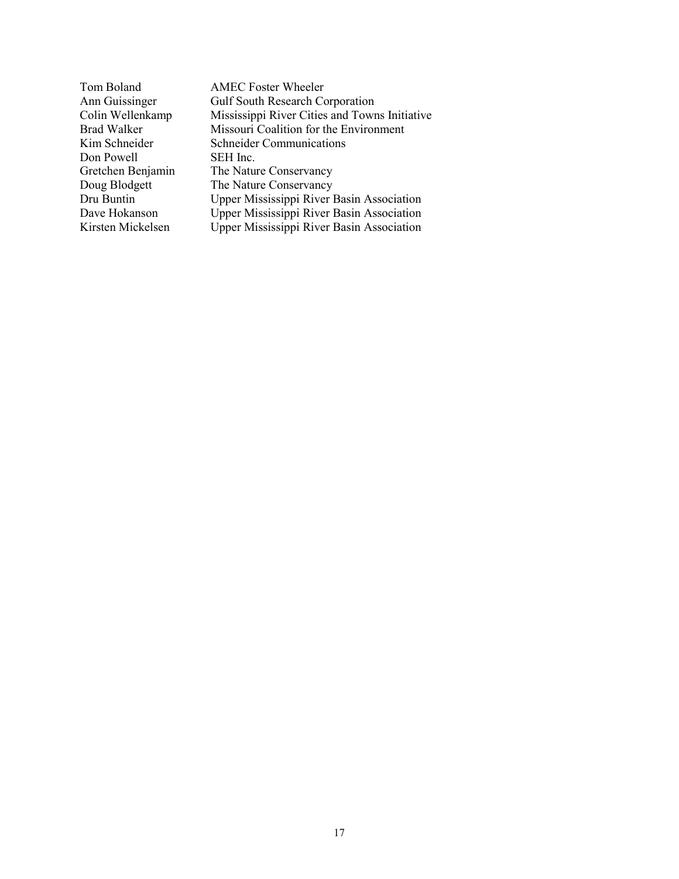| | |
|---|---|
| Tom Boland | AMEC Foster Wheeler |
| Ann Guissinger | Gulf South Research Corporation |
| Colin Wellenkamp | Mississippi River Cities and Towns Initiative |
| Brad Walker | Missouri Coalition for the Environment |
| Kim Schneider | Schneider Communications |
| Don Powell | SEH Inc. |
| Gretchen Benjamin | The Nature Conservancy |
| Doug Blodgett | The Nature Conservancy |
| Dru Buntin | Upper Mississippi River Basin Association |
| Dave Hokanson | Upper Mississippi River Basin Association |
| Kirsten Mickelsen | Upper Mississippi River Basin Association |